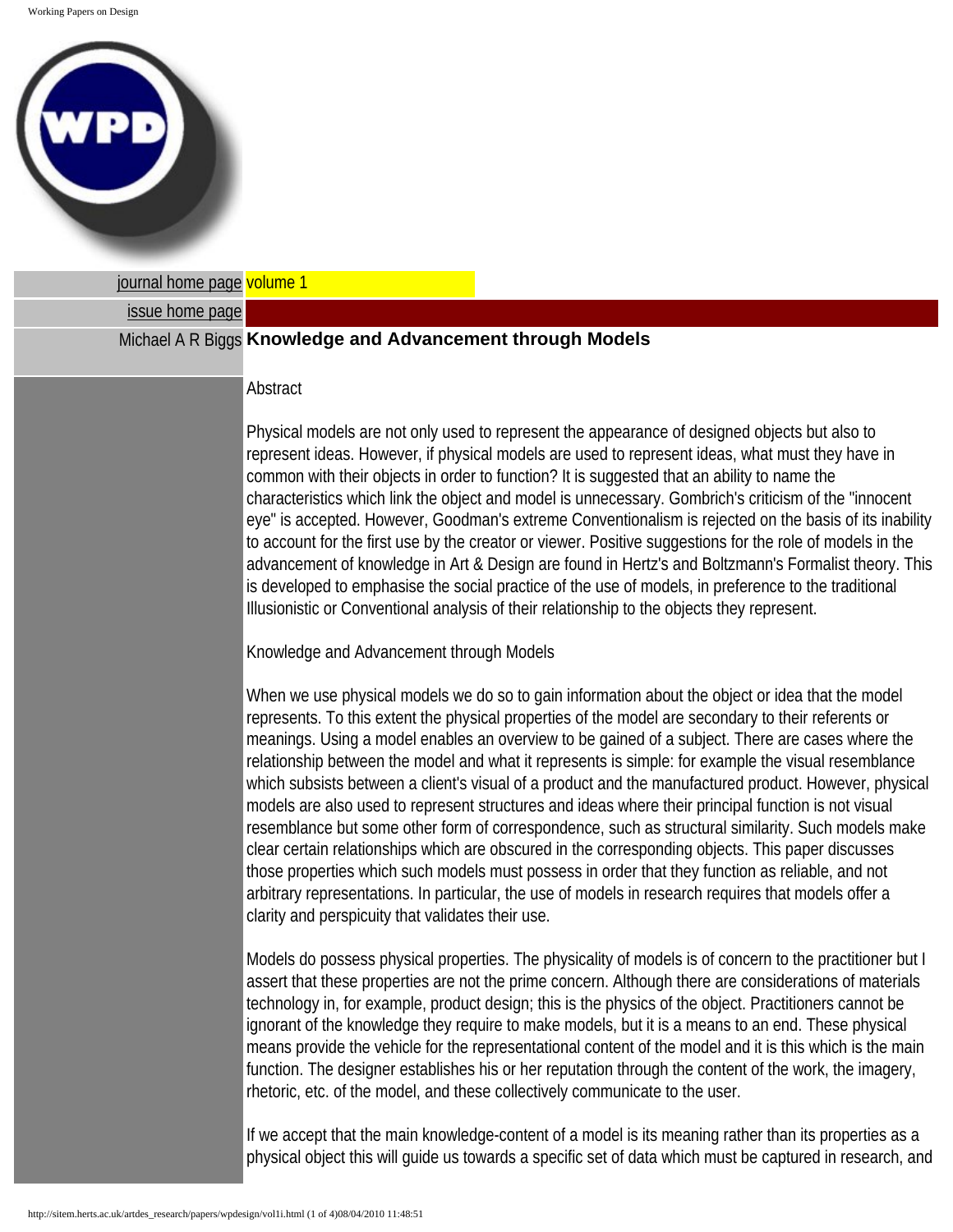journal home page volume 1

issue home page

Michael A R Biggs

# Knowledge and Advancement through Models

## Abstract

Physical models are not only used to represent the appearance of designed objects but also to represent ideas. However, if physical models are used to represent ideas, what must they have in common with their objects in order to function? It is suggested that an ability to name the characteristics which link the object and model is unnecessary. Gombrich's criticism of the "innocent eye" is accepted. However, Goodman's extreme Conventionalism is rejected on the basis of its inability to account for the first use by the creator or viewer. Positive suggestions for the role of models in the advancement of knowledge in Art & Design are found in Hertz's and Boltzmann's Formalist theory. This is developed to emphasise the social practice of the use of models, in preference to the traditional Illusionistic or Conventional analysis of their relationship to the objects they represent.

## Knowledge and Advancement through Models

When we use physical models we do so to gain information about the object or idea that the model represents. To this extent the physical properties of the model are secondary to their referents or meanings. Using a model enables an overview to be gained of a subject. There are cases where the relationship between the model and what it represents is simple: for example the visual resemblance which subsists between a client's visual of a product and the manufactured product. However, physical models are also used to represent structures and ideas where their principal function is not visual resemblance but some other form of correspondence, such as structural similarity. Such models make clear certain relationships which are obscured in the corresponding objects. This paper discusses those properties which such models must possess in order that they function as reliable, and not arbitrary representations. In particular, the use of models in research requires that models offer a clarity and perspicuity that validates their use.

Models do possess physical properties. The physicality of models is of concern to the practitioner but I assert that these properties are not the prime concern. Although there are considerations of materials technology in, for example, product design; this is the physics of the object. Practitioners cannot be ignorant of the knowledge they require to make models, but it is a means to an end. These physical means provide the vehicle for the representational content of the model and it is this which is the main function. The designer establishes his or her reputation through the content of the work, the imagery, rhetoric, etc. of the model, and these collectively communicate to the user.

If we accept that the main knowledge-content of a model is its meaning rather than its properties as a physical object this will guide us towards a specific set of data which must be captured in research, and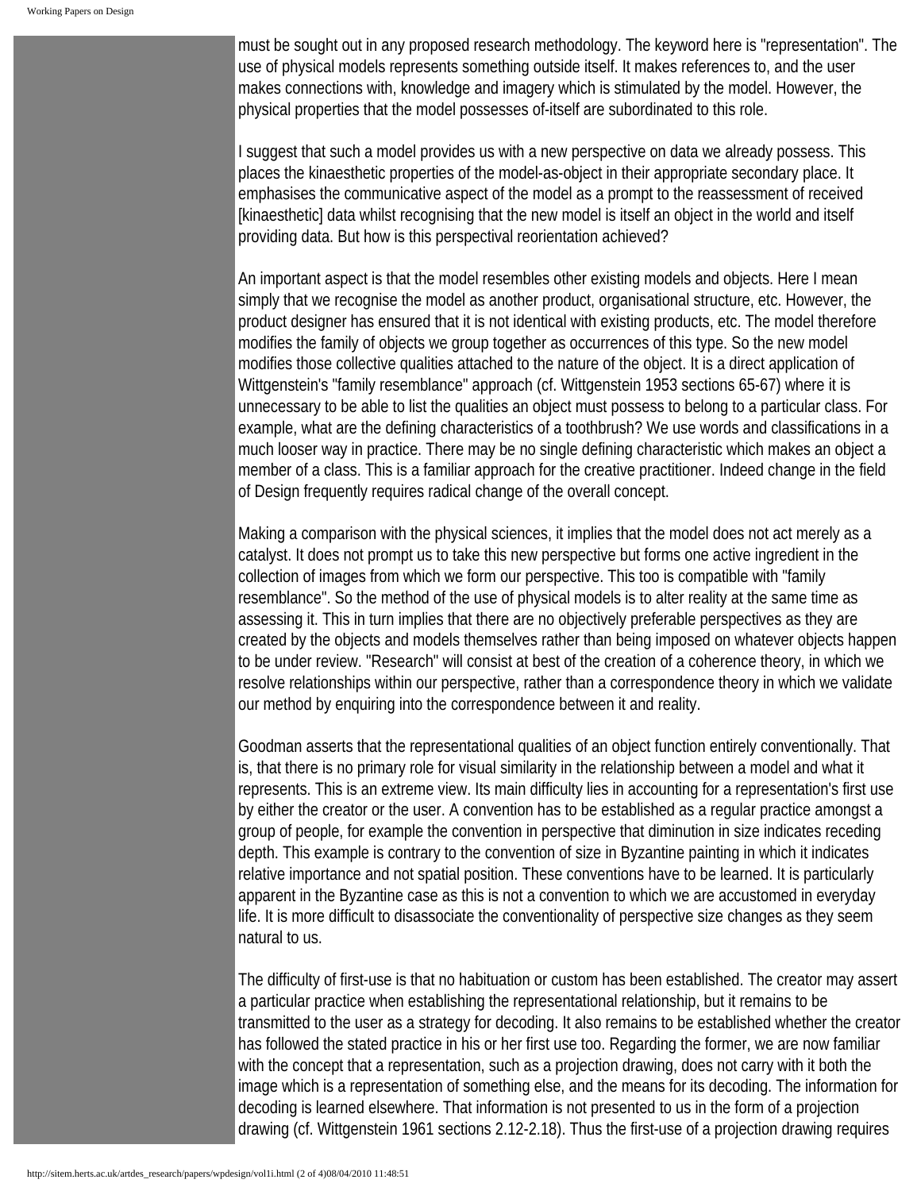must be sought out in any proposed research methodology. The keyword here is "representation". The use of physical models represents something outside itself. It makes references to, and the user makes connections with, knowledge and imagery which is stimulated by the model. However, the physical properties that the model possesses of-itself are subordinated to this role.

I suggest that such a model provides us with a new perspective on data we already possess. This places the kinaesthetic properties of the model-as-object in their appropriate secondary place. It emphasises the communicative aspect of the model as a prompt to the reassessment of received [kinaesthetic] data whilst recognising that the new model is itself an object in the world and itself providing data. But how is this perspectival reorientation achieved?

An important aspect is that the model resembles other existing models and objects. Here I mean simply that we recognise the model as another product, organisational structure, etc. However, the product designer has ensured that it is not identical with existing products, etc. The model therefore modifies the family of objects we group together as occurrences of this type. So the new model modifies those collective qualities attached to the nature of the object. It is a direct application of Wittgenstein's "family resemblance" approach (cf. Wittgenstein 1953 sections 65-67) where it is unnecessary to be able to list the qualities an object must possess to belong to a particular class. For example, what are the defining characteristics of a toothbrush? We use words and classifications in a much looser way in practice. There may be no single defining characteristic which makes an object a member of a class. This is a familiar approach for the creative practitioner. Indeed change in the field of Design frequently requires radical change of the overall concept.

Making a comparison with the physical sciences, it implies that the model does not act merely as a catalyst. It does not prompt us to take this new perspective but forms one active ingredient in the collection of images from which we form our perspective. This too is compatible with "family resemblance". So the method of the use of physical models is to alter reality at the same time as assessing it. This in turn implies that there are no objectively preferable perspectives as they are created by the objects and models themselves rather than being imposed on whatever objects happen to be under review. "Research" will consist at best of the creation of a coherence theory, in which we resolve relationships within our perspective, rather than a correspondence theory in which we validate our method by enquiring into the correspondence between it and reality.

Goodman asserts that the representational qualities of an object function entirely conventionally. That is, that there is no primary role for visual similarity in the relationship between a model and what it represents. This is an extreme view. Its main difficulty lies in accounting for a representation's first use by either the creator or the user. A convention has to be established as a regular practice amongst a group of people, for example the convention in perspective that diminution in size indicates receding depth. This example is contrary to the convention of size in Byzantine painting in which it indicates relative importance and not spatial position. These conventions have to be learned. It is particularly apparent in the Byzantine case as this is not a convention to which we are accustomed in everyday life. It is more difficult to disassociate the conventionality of perspective size changes as they seem natural to us.

The difficulty of first-use is that no habituation or custom has been established. The creator may assert a particular practice when establishing the representational relationship, but it remains to be transmitted to the user as a strategy for decoding. It also remains to be established whether the creator has followed the stated practice in his or her first use too. Regarding the former, we are now familiar with the concept that a representation, such as a projection drawing, does not carry with it both the image which is a representation of something else, and the means for its decoding. The information for decoding is learned elsewhere. That information is not presented to us in the form of a projection drawing (cf. Wittgenstein 1961 sections 2.12-2.18). Thus the first-use of a projection drawing requires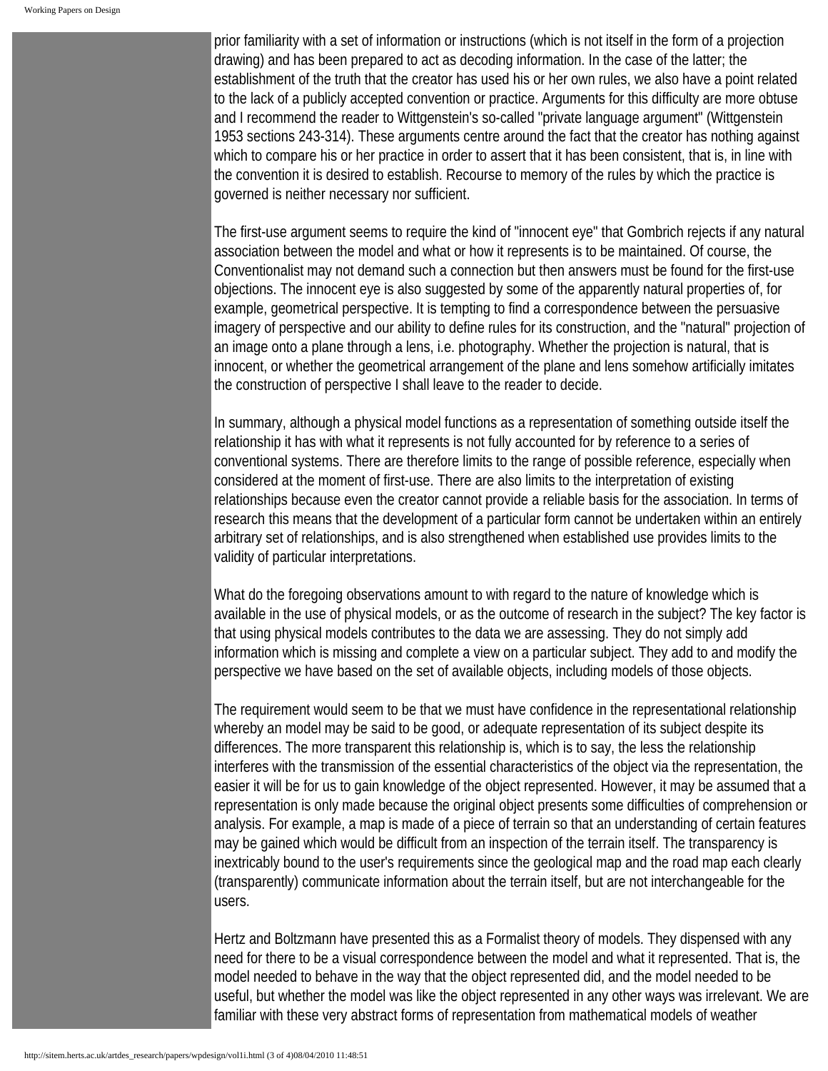prior familiarity with a set of information or instructions (which is not itself in the form of a projection drawing) and has been prepared to act as decoding information. In the case of the latter; the establishment of the truth that the creator has used his or her own rules, we also have a point related to the lack of a publicly accepted convention or practice. Arguments for this difficulty are more obtuse and I recommend the reader to Wittgenstein's so-called "private language argument" (Wittgenstein 1953 sections 243-314). These arguments centre around the fact that the creator has nothing against which to compare his or her practice in order to assert that it has been consistent, that is, in line with the convention it is desired to establish. Recourse to memory of the rules by which the practice is governed is neither necessary nor sufficient.

The first-use argument seems to require the kind of "innocent eye" that Gombrich rejects if any natural association between the model and what or how it represents is to be maintained. Of course, the Conventionalist may not demand such a connection but then answers must be found for the first-use objections. The innocent eye is also suggested by some of the apparently natural properties of, for example, geometrical perspective. It is tempting to find a correspondence between the persuasive imagery of perspective and our ability to define rules for its construction, and the "natural" projection of an image onto a plane through a lens, i.e. photography. Whether the projection is natural, that is innocent, or whether the geometrical arrangement of the plane and lens somehow artificially imitates the construction of perspective I shall leave to the reader to decide.

In summary, although a physical model functions as a representation of something outside itself the relationship it has with what it represents is not fully accounted for by reference to a series of conventional systems. There are therefore limits to the range of possible reference, especially when considered at the moment of first-use. There are also limits to the interpretation of existing relationships because even the creator cannot provide a reliable basis for the association. In terms of research this means that the development of a particular form cannot be undertaken within an entirely arbitrary set of relationships, and is also strengthened when established use provides limits to the validity of particular interpretations.

What do the foregoing observations amount to with regard to the nature of knowledge which is available in the use of physical models, or as the outcome of research in the subject? The key factor is that using physical models contributes to the data we are assessing. They do not simply add information which is missing and complete a view on a particular subject. They add to and modify the perspective we have based on the set of available objects, including models of those objects.

The requirement would seem to be that we must have confidence in the representational relationship whereby an model may be said to be good, or adequate representation of its subject despite its differences. The more transparent this relationship is, which is to say, the less the relationship interferes with the transmission of the essential characteristics of the object via the representation, the easier it will be for us to gain knowledge of the object represented. However, it may be assumed that a representation is only made because the original object presents some difficulties of comprehension or analysis. For example, a map is made of a piece of terrain so that an understanding of certain features may be gained which would be difficult from an inspection of the terrain itself. The transparency is inextricably bound to the user's requirements since the geological map and the road map each clearly (transparently) communicate information about the terrain itself, but are not interchangeable for the users.

Hertz and Boltzmann have presented this as a Formalist theory of models. They dispensed with any need for there to be a visual correspondence between the model and what it represented. That is, the model needed to behave in the way that the object represented did, and the model needed to be useful, but whether the model was like the object represented in any other ways was irrelevant. We are familiar with these very abstract forms of representation from mathematical models of weather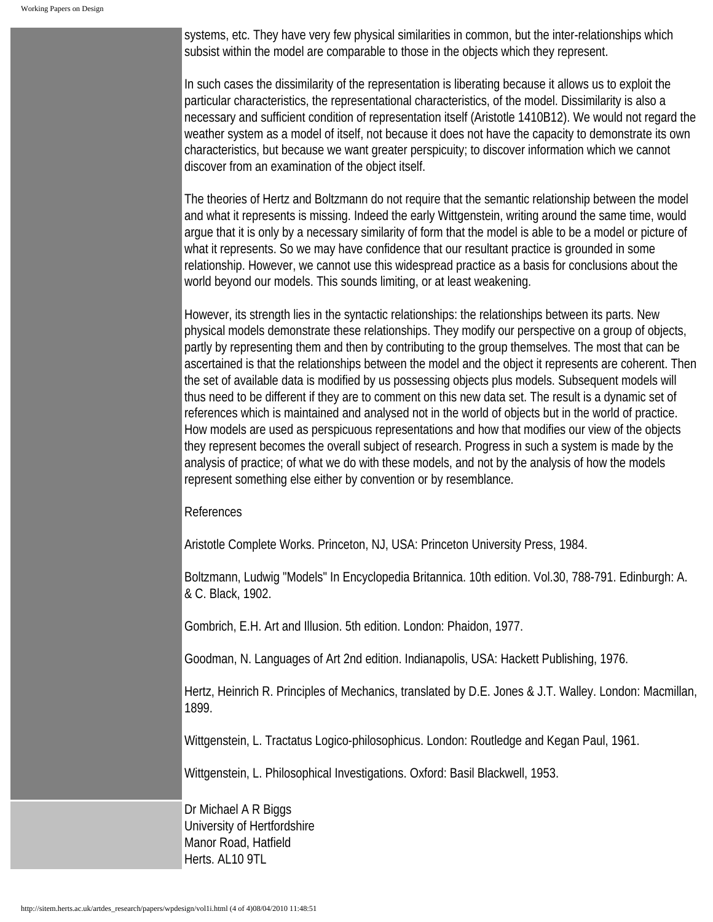systems, etc. They have very few physical similarities in common, but the inter-relationships which subsist within the model are comparable to those in the objects which they represent.

In such cases the dissimilarity of the representation is liberating because it allows us to exploit the particular characteristics, the representational characteristics, of the model. Dissimilarity is also a necessary and sufficient condition of representation itself (Aristotle 1410B12). We would not regard the weather system as a model of itself, not because it does not have the capacity to demonstrate its own characteristics, but because we want greater perspicuity; to discover information which we cannot discover from an examination of the object itself.

The theories of Hertz and Boltzmann do not require that the semantic relationship between the model and what it represents is missing. Indeed the early Wittgenstein, writing around the same time, would argue that it is only by a necessary similarity of form that the model is able to be a model or picture of what it represents. So we may have confidence that our resultant practice is grounded in some relationship. However, we cannot use this widespread practice as a basis for conclusions about the world beyond our models. This sounds limiting, or at least weakening.

However, its strength lies in the syntactic relationships: the relationships between its parts. New physical models demonstrate these relationships. They modify our perspective on a group of objects, partly by representing them and then by contributing to the group themselves. The most that can be ascertained is that the relationships between the model and the object it represents are coherent. Then the set of available data is modified by us possessing objects plus models. Subsequent models will thus need to be different if they are to comment on this new data set. The result is a dynamic set of references which is maintained and analysed not in the world of objects but in the world of practice. How models are used as perspicuous representations and how that modifies our view of the objects they represent becomes the overall subject of research. Progress in such a system is made by the analysis of practice; of what we do with these models, and not by the analysis of how the models represent something else either by convention or by resemblance.

References

Aristotle Complete Works. Princeton, NJ, USA: Princeton University Press, 1984.

Boltzmann, Ludwig "Models" In Encyclopedia Britannica. 10th edition. Vol.30, 788-791. Edinburgh: A. & C. Black, 1902.

Gombrich, E.H. Art and Illusion. 5th edition. London: Phaidon, 1977.

Goodman, N. Languages of Art 2nd edition. Indianapolis, USA: Hackett Publishing, 1976.

Hertz, Heinrich R. Principles of Mechanics, translated by D.E. Jones & J.T. Walley. London: Macmillan, 1899.

Wittgenstein, L. Tractatus Logico-philosophicus. London: Routledge and Kegan Paul, 1961.

Wittgenstein, L. Philosophical Investigations. Oxford: Basil Blackwell, 1953.

Dr Michael A R Biggs
University of Hertfordshire
Manor Road, Hatfield
Herts. AL10 9TL